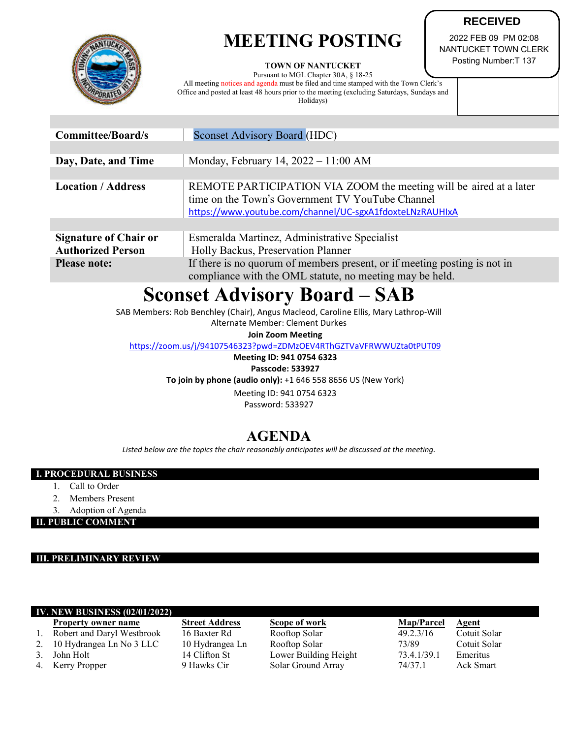# MEETING POSTING

**RECEIVED**

2022 FEB 09 PM 02:08
NANTUCKET TOWN CLERK
Posting Number:T 137

**TOWN OF NANTUCKET**

Pursuant to MGL Chapter 30A, § 18-25
All meeting notices and agenda must be filed and time stamped with the Town Clerk's Office and posted at least 48 hours prior to the meeting (excluding Saturdays, Sundays and Holidays)

| | |
|---|---|
| **Committee/Board/s** | Sconset Advisory Board (HDC) |
| **Day, Date, and Time** | Monday, February 14, 2022 – 11:00 AM |
| **Location / Address** | REMOTE PARTICIPATION VIA ZOOM the meeting will be aired at a later time on the Town's Government TV YouTube Channel https://www.youtube.com/channel/UC-sgxA1fdoxteLNzRAUHIxA |
| **Signature of Chair or Authorized Person** | Esmeralda Martinez, Administrative Specialist<br>Holly Backus, Preservation Planner |
| **Please note:** | If there is no quorum of members present, or if meeting posting is not in compliance with the OML statute, no meeting may be held. |

# Sconset Advisory Board – SAB

SAB Members: Rob Benchley (Chair), Angus Macleod, Caroline Ellis, Mary Lathrop-Will
Alternate Member: Clement Durkes

**Join Zoom Meeting**

https://zoom.us/j/94107546323?pwd=ZDMzOEV4RThGZTVaVFRWWUZta0tPUT09

**Meeting ID: 941 0754 6323**

**Passcode: 533927**

**To join by phone (audio only):** +1 646 558 8656 US (New York)

Meeting ID: 941 0754 6323
Password: 533927

## AGENDA

*Listed below are the topics the chair reasonably anticipates will be discussed at the meeting.*

### I. PROCEDURAL BUSINESS

1. Call to Order
2. Members Present
3. Adoption of Agenda

### II. PUBLIC COMMENT

### III. PRELIMINARY REVIEW

### IV. NEW BUSINESS (02/01/2022)

| | Property owner name | Street Address | Scope of work | Map/Parcel | Agent |
|---|---|---|---|---|---|
| 1. | Robert and Daryl Westbrook | 16 Baxter Rd | Rooftop Solar | 49.2.3/16 | Cotuit Solar |
| 2. | 10 Hydrangea Ln No 3 LLC | 10 Hydrangea Ln | Rooftop Solar | 73/89 | Cotuit Solar |
| 3. | John Holt | 14 Clifton St | Lower Building Height | 73.4.1/39.1 | Emeritus |
| 4. | Kerry Propper | 9 Hawks Cir | Solar Ground Array | 74/37.1 | Ack Smart |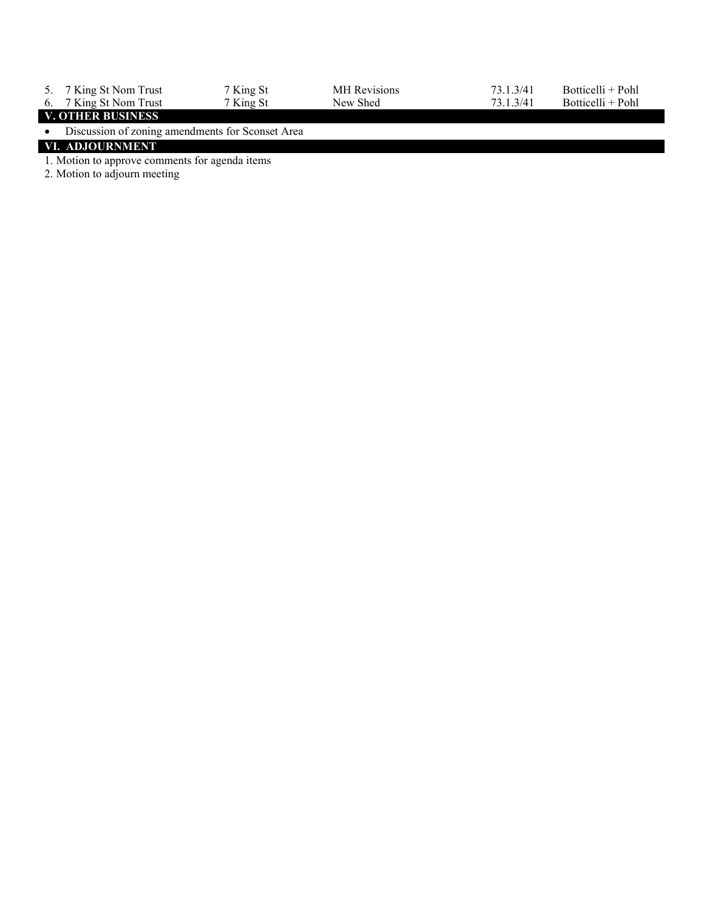| | | | | |
|---|---|---|---|---|
| 5. 7 King St Nom Trust | 7 King St | MH Revisions | 73.1.3/41 | Botticelli + Pohl |
| 6. 7 King St Nom Trust | 7 King St | New Shed | 73.1.3/41 | Botticelli + Pohl |

## V. OTHER BUSINESS

- Discussion of zoning amendments for Sconset Area

## VI. ADJOURNMENT

1. Motion to approve comments for agenda items
2. Motion to adjourn meeting